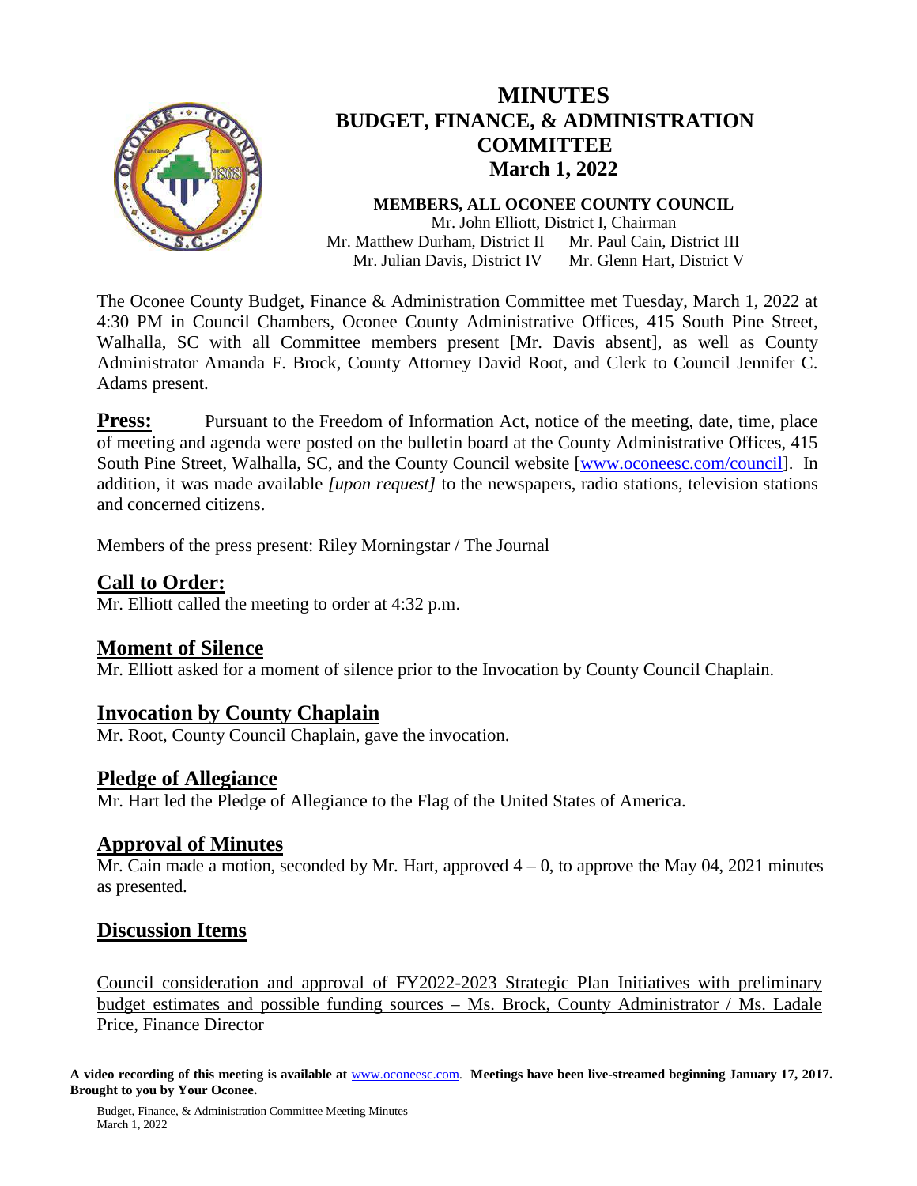# MINUTES
# BUDGET, FINANCE, & ADMINISTRATION COMMITTEE
# March 1, 2022

**MEMBERS, ALL OCONEE COUNTY COUNCIL**

Mr. John Elliott, District I, Chairman
Mr. Matthew Durham, District II    Mr. Paul Cain, District III
Mr. Julian Davis, District IV    Mr. Glenn Hart, District V

The Oconee County Budget, Finance & Administration Committee met Tuesday, March 1, 2022 at 4:30 PM in Council Chambers, Oconee County Administrative Offices, 415 South Pine Street, Walhalla, SC with all Committee members present [Mr. Davis absent], as well as County Administrator Amanda F. Brock, County Attorney David Root, and Clerk to Council Jennifer C. Adams present.

**Press:** Pursuant to the Freedom of Information Act, notice of the meeting, date, time, place of meeting and agenda were posted on the bulletin board at the County Administrative Offices, 415 South Pine Street, Walhalla, SC, and the County Council website [www.oconeesc.com/council]. In addition, it was made available *[upon request]* to the newspapers, radio stations, television stations and concerned citizens.

Members of the press present: Riley Morningstar / The Journal

## Call to Order:

Mr. Elliott called the meeting to order at 4:32 p.m.

## Moment of Silence

Mr. Elliott asked for a moment of silence prior to the Invocation by County Council Chaplain.

## Invocation by County Chaplain

Mr. Root, County Council Chaplain, gave the invocation.

## Pledge of Allegiance

Mr. Hart led the Pledge of Allegiance to the Flag of the United States of America.

## Approval of Minutes

Mr. Cain made a motion, seconded by Mr. Hart, approved 4 – 0, to approve the May 04, 2021 minutes as presented.

## Discussion Items

Council consideration and approval of FY2022-2023 Strategic Plan Initiatives with preliminary budget estimates and possible funding sources – Ms. Brock, County Administrator / Ms. Ladale Price, Finance Director

**A video recording of this meeting is available at** www.oconeesc.com. **Meetings have been live-streamed beginning January 17, 2017. Brought to you by Your Oconee.**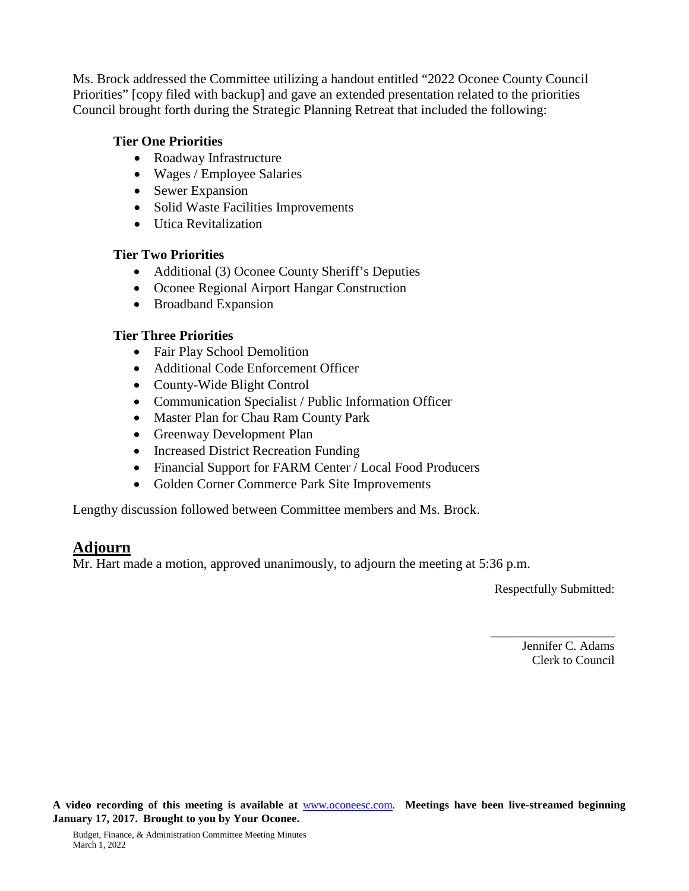Ms. Brock addressed the Committee utilizing a handout entitled "2022 Oconee County Council Priorities" [copy filed with backup] and gave an extended presentation related to the priorities Council brought forth during the Strategic Planning Retreat that included the following:

**Tier One Priorities**

- Roadway Infrastructure
- Wages / Employee Salaries
- Sewer Expansion
- Solid Waste Facilities Improvements
- Utica Revitalization

**Tier Two Priorities**

- Additional (3) Oconee County Sheriff's Deputies
- Oconee Regional Airport Hangar Construction
- Broadband Expansion

**Tier Three Priorities**

- Fair Play School Demolition
- Additional Code Enforcement Officer
- County-Wide Blight Control
- Communication Specialist / Public Information Officer
- Master Plan for Chau Ram County Park
- Greenway Development Plan
- Increased District Recreation Funding
- Financial Support for FARM Center / Local Food Producers
- Golden Corner Commerce Park Site Improvements

Lengthy discussion followed between Committee members and Ms. Brock.

## Adjourn

Mr. Hart made a motion, approved unanimously, to adjourn the meeting at 5:36 p.m.

Respectfully Submitted:

\_\_\_\_\_\_\_\_\_\_\_\_\_\_\_\_\_\_\_\_

Jennifer C. Adams
Clerk to Council

**A video recording of this meeting is available at** www.oconeesc.com. **Meetings have been live-streamed beginning January 17, 2017. Brought to you by Your Oconee.**